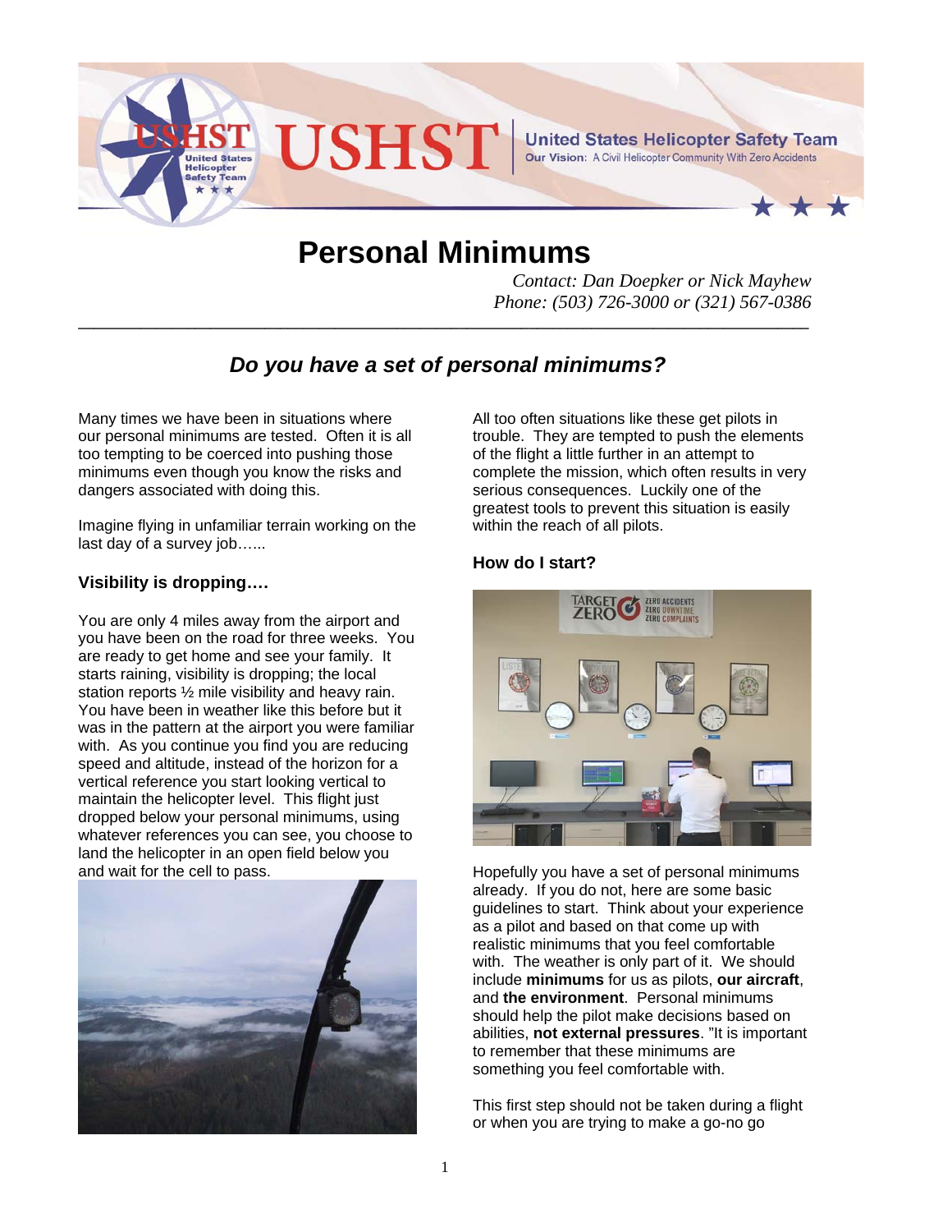# Personal Minimums

*Contact: Dan Doepker or Nick Mayhew*
*Phone: (503) 726-3000 or (321) 567-0386*

## *Do you have a set of personal minimums?*

Many times we have been in situations where our personal minimums are tested. Often it is all too tempting to be coerced into pushing those minimums even though you know the risks and dangers associated with doing this.

Imagine flying in unfamiliar terrain working on the last day of a survey job…...

### Visibility is dropping….

You are only 4 miles away from the airport and you have been on the road for three weeks. You are ready to get home and see your family. It starts raining, visibility is dropping; the local station reports ½ mile visibility and heavy rain. You have been in weather like this before but it was in the pattern at the airport you were familiar with. As you continue you find you are reducing speed and altitude, instead of the horizon for a vertical reference you start looking vertical to maintain the helicopter level. This flight just dropped below your personal minimums, using whatever references you can see, you choose to land the helicopter in an open field below you and wait for the cell to pass.

All too often situations like these get pilots in trouble. They are tempted to push the elements of the flight a little further in an attempt to complete the mission, which often results in very serious consequences. Luckily one of the greatest tools to prevent this situation is easily within the reach of all pilots.

### How do I start?

Hopefully you have a set of personal minimums already. If you do not, here are some basic guidelines to start. Think about your experience as a pilot and based on that come up with realistic minimums that you feel comfortable with. The weather is only part of it. We should include **minimums** for us as pilots, **our aircraft**, and **the environment**. Personal minimums should help the pilot make decisions based on abilities, **not external pressures**. "It is important to remember that these minimums are something you feel comfortable with.

This first step should not be taken during a flight or when you are trying to make a go-no go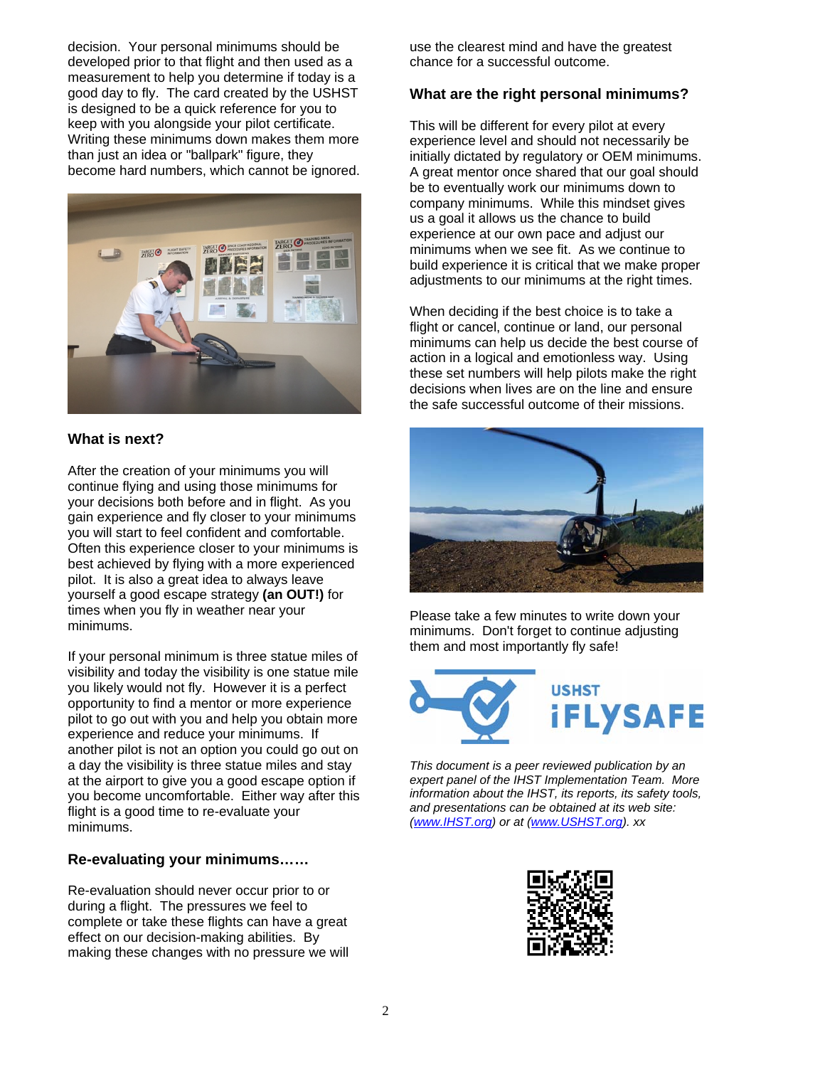decision. Your personal minimums should be developed prior to that flight and then used as a measurement to help you determine if today is a good day to fly. The card created by the USHST is designed to be a quick reference for you to keep with you alongside your pilot certificate. Writing these minimums down makes them more than just an idea or "ballpark" figure, they become hard numbers, which cannot be ignored.

### What is next?

After the creation of your minimums you will continue flying and using those minimums for your decisions both before and in flight. As you gain experience and fly closer to your minimums you will start to feel confident and comfortable. Often this experience closer to your minimums is best achieved by flying with a more experienced pilot. It is also a great idea to always leave yourself a good escape strategy **(an OUT!)** for times when you fly in weather near your minimums.

If your personal minimum is three statue miles of visibility and today the visibility is one statue mile you likely would not fly. However it is a perfect opportunity to find a mentor or more experience pilot to go out with you and help you obtain more experience and reduce your minimums. If another pilot is not an option you could go out on a day the visibility is three statue miles and stay at the airport to give you a good escape option if you become uncomfortable. Either way after this flight is a good time to re-evaluate your minimums.

### Re-evaluating your minimums……

Re-evaluation should never occur prior to or during a flight. The pressures we feel to complete or take these flights can have a great effect on our decision-making abilities. By making these changes with no pressure we will use the clearest mind and have the greatest chance for a successful outcome.

### What are the right personal minimums?

This will be different for every pilot at every experience level and should not necessarily be initially dictated by regulatory or OEM minimums. A great mentor once shared that our goal should be to eventually work our minimums down to company minimums. While this mindset gives us a goal it allows us the chance to build experience at our own pace and adjust our minimums when we see fit. As we continue to build experience it is critical that we make proper adjustments to our minimums at the right times.

When deciding if the best choice is to take a flight or cancel, continue or land, our personal minimums can help us decide the best course of action in a logical and emotionless way. Using these set numbers will help pilots make the right decisions when lives are on the line and ensure the safe successful outcome of their missions.

Please take a few minutes to write down your minimums. Don't forget to continue adjusting them and most importantly fly safe!

USHST iFLYSAFE

*This document is a peer reviewed publication by an expert panel of the IHST Implementation Team. More information about the IHST, its reports, its safety tools, and presentations can be obtained at its web site: (www.IHST.org) or at (www.USHST.org). xx*